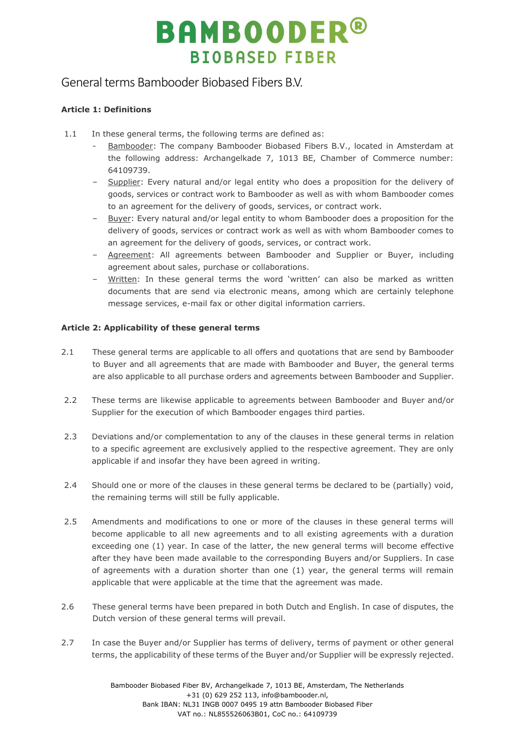# BAMBOODER®
## BIOBASED FIBER

# General terms Bambooder Biobased Fibers B.V.

**Article 1: Definitions**

1.1 In these general terms, the following terms are defined as:

- Bambooder: The company Bambooder Biobased Fibers B.V., located in Amsterdam at the following address: Archangelkade 7, 1013 BE, Chamber of Commerce number: 64109739.
- Supplier: Every natural and/or legal entity who does a proposition for the delivery of goods, services or contract work to Bambooder as well as with whom Bambooder comes to an agreement for the delivery of goods, services, or contract work.
- Buyer: Every natural and/or legal entity to whom Bambooder does a proposition for the delivery of goods, services or contract work as well as with whom Bambooder comes to an agreement for the delivery of goods, services, or contract work.
- Agreement: All agreements between Bambooder and Supplier or Buyer, including agreement about sales, purchase or collaborations.
- Written: In these general terms the word 'written' can also be marked as written documents that are send via electronic means, among which are certainly telephone message services, e-mail fax or other digital information carriers.

**Article 2: Applicability of these general terms**

2.1 These general terms are applicable to all offers and quotations that are send by Bambooder to Buyer and all agreements that are made with Bambooder and Buyer, the general terms are also applicable to all purchase orders and agreements between Bambooder and Supplier.

2.2 These terms are likewise applicable to agreements between Bambooder and Buyer and/or Supplier for the execution of which Bambooder engages third parties.

2.3 Deviations and/or complementation to any of the clauses in these general terms in relation to a specific agreement are exclusively applied to the respective agreement. They are only applicable if and insofar they have been agreed in writing.

2.4 Should one or more of the clauses in these general terms be declared to be (partially) void, the remaining terms will still be fully applicable.

2.5 Amendments and modifications to one or more of the clauses in these general terms will become applicable to all new agreements and to all existing agreements with a duration exceeding one (1) year. In case of the latter, the new general terms will become effective after they have been made available to the corresponding Buyers and/or Suppliers. In case of agreements with a duration shorter than one (1) year, the general terms will remain applicable that were applicable at the time that the agreement was made.

2.6 These general terms have been prepared in both Dutch and English. In case of disputes, the Dutch version of these general terms will prevail.

2.7 In case the Buyer and/or Supplier has terms of delivery, terms of payment or other general terms, the applicability of these terms of the Buyer and/or Supplier will be expressly rejected.

Bambooder Biobased Fiber BV, Archangelkade 7, 1013 BE, Amsterdam, The Netherlands
+31 (0) 629 252 113, info@bambooder.nl,
Bank IBAN: NL31 INGB 0007 0495 19 attn Bambooder Biobased Fiber
VAT no.: NL855526063B01, CoC no.: 64109739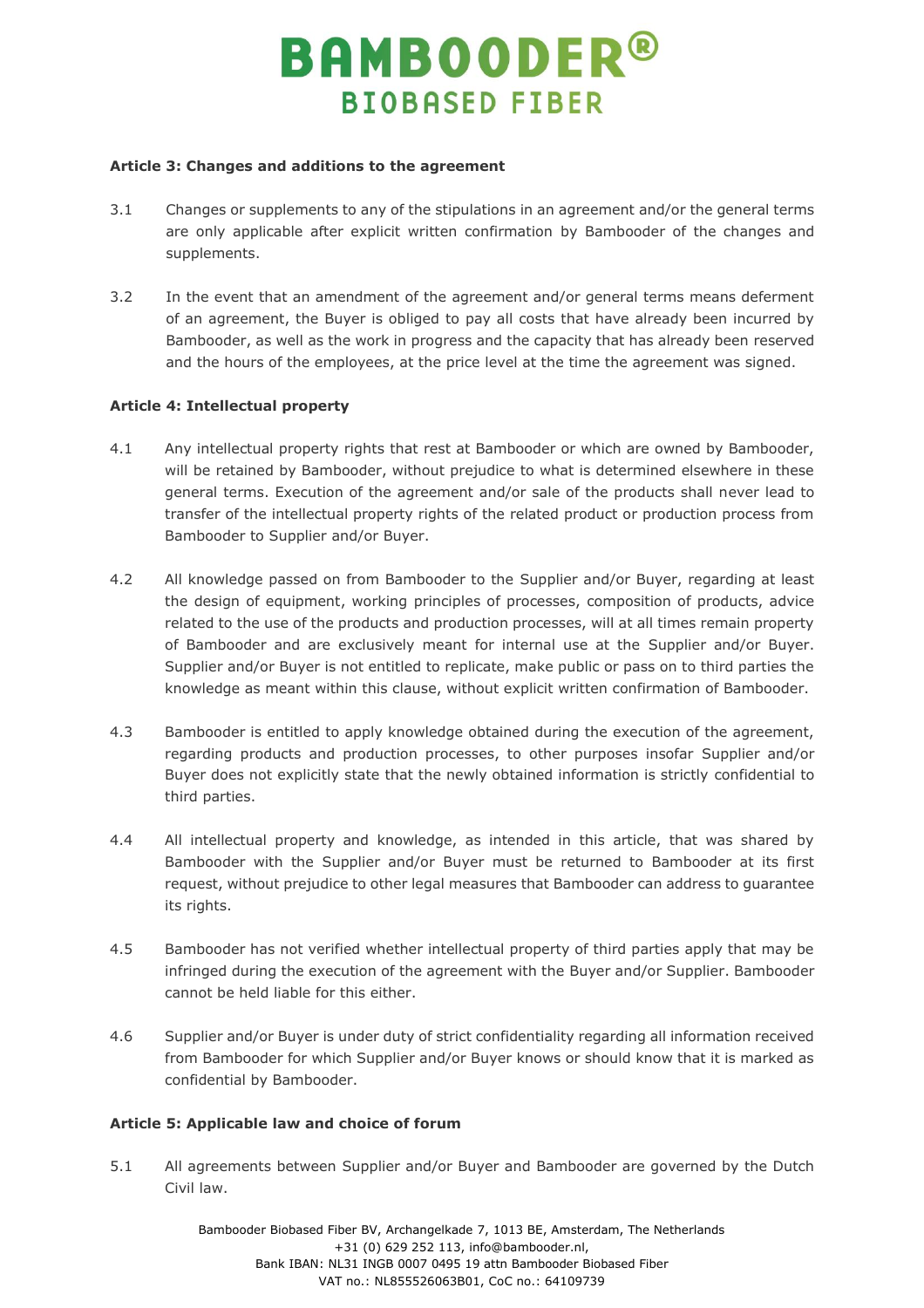**Article 3: Changes and additions to the agreement**

3.1 Changes or supplements to any of the stipulations in an agreement and/or the general terms are only applicable after explicit written confirmation by Bambooder of the changes and supplements.

3.2 In the event that an amendment of the agreement and/or general terms means deferment of an agreement, the Buyer is obliged to pay all costs that have already been incurred by Bambooder, as well as the work in progress and the capacity that has already been reserved and the hours of the employees, at the price level at the time the agreement was signed.

**Article 4: Intellectual property**

4.1 Any intellectual property rights that rest at Bambooder or which are owned by Bambooder, will be retained by Bambooder, without prejudice to what is determined elsewhere in these general terms. Execution of the agreement and/or sale of the products shall never lead to transfer of the intellectual property rights of the related product or production process from Bambooder to Supplier and/or Buyer.

4.2 All knowledge passed on from Bambooder to the Supplier and/or Buyer, regarding at least the design of equipment, working principles of processes, composition of products, advice related to the use of the products and production processes, will at all times remain property of Bambooder and are exclusively meant for internal use at the Supplier and/or Buyer. Supplier and/or Buyer is not entitled to replicate, make public or pass on to third parties the knowledge as meant within this clause, without explicit written confirmation of Bambooder.

4.3 Bambooder is entitled to apply knowledge obtained during the execution of the agreement, regarding products and production processes, to other purposes insofar Supplier and/or Buyer does not explicitly state that the newly obtained information is strictly confidential to third parties.

4.4 All intellectual property and knowledge, as intended in this article, that was shared by Bambooder with the Supplier and/or Buyer must be returned to Bambooder at its first request, without prejudice to other legal measures that Bambooder can address to guarantee its rights.

4.5 Bambooder has not verified whether intellectual property of third parties apply that may be infringed during the execution of the agreement with the Buyer and/or Supplier. Bambooder cannot be held liable for this either.

4.6 Supplier and/or Buyer is under duty of strict confidentiality regarding all information received from Bambooder for which Supplier and/or Buyer knows or should know that it is marked as confidential by Bambooder.

**Article 5: Applicable law and choice of forum**

5.1 All agreements between Supplier and/or Buyer and Bambooder are governed by the Dutch Civil law.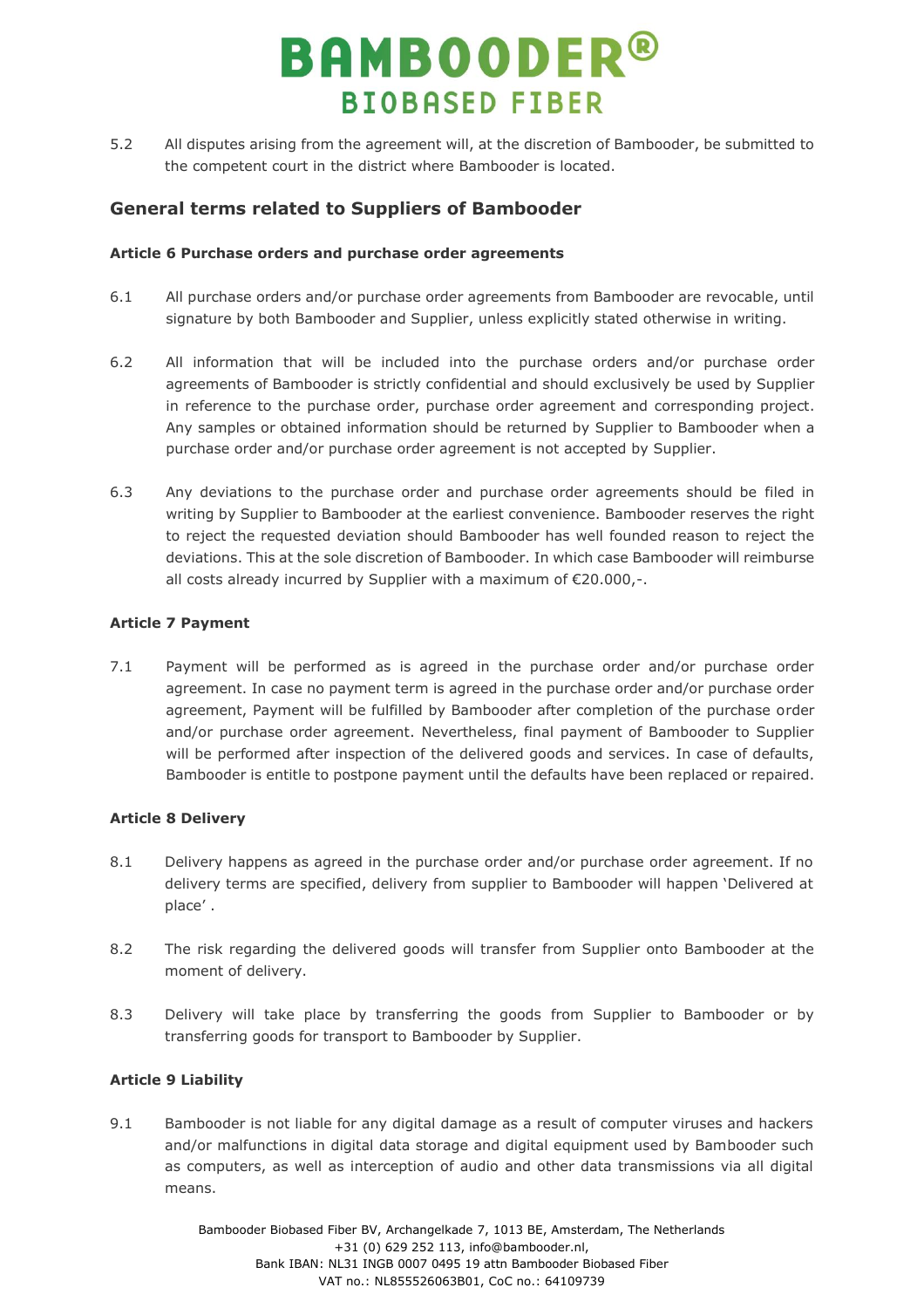5.2 All disputes arising from the agreement will, at the discretion of Bambooder, be submitted to the competent court in the district where Bambooder is located.

## General terms related to Suppliers of Bambooder

### Article 6 Purchase orders and purchase order agreements

6.1 All purchase orders and/or purchase order agreements from Bambooder are revocable, until signature by both Bambooder and Supplier, unless explicitly stated otherwise in writing.

6.2 All information that will be included into the purchase orders and/or purchase order agreements of Bambooder is strictly confidential and should exclusively be used by Supplier in reference to the purchase order, purchase order agreement and corresponding project. Any samples or obtained information should be returned by Supplier to Bambooder when a purchase order and/or purchase order agreement is not accepted by Supplier.

6.3 Any deviations to the purchase order and purchase order agreements should be filed in writing by Supplier to Bambooder at the earliest convenience. Bambooder reserves the right to reject the requested deviation should Bambooder has well founded reason to reject the deviations. This at the sole discretion of Bambooder. In which case Bambooder will reimburse all costs already incurred by Supplier with a maximum of €20.000,-.

### Article 7 Payment

7.1 Payment will be performed as is agreed in the purchase order and/or purchase order agreement. In case no payment term is agreed in the purchase order and/or purchase order agreement, Payment will be fulfilled by Bambooder after completion of the purchase order and/or purchase order agreement. Nevertheless, final payment of Bambooder to Supplier will be performed after inspection of the delivered goods and services. In case of defaults, Bambooder is entitle to postpone payment until the defaults have been replaced or repaired.

### Article 8 Delivery

8.1 Delivery happens as agreed in the purchase order and/or purchase order agreement. If no delivery terms are specified, delivery from supplier to Bambooder will happen 'Delivered at place' .

8.2 The risk regarding the delivered goods will transfer from Supplier onto Bambooder at the moment of delivery.

8.3 Delivery will take place by transferring the goods from Supplier to Bambooder or by transferring goods for transport to Bambooder by Supplier.

### Article 9 Liability

9.1 Bambooder is not liable for any digital damage as a result of computer viruses and hackers and/or malfunctions in digital data storage and digital equipment used by Bambooder such as computers, as well as interception of audio and other data transmissions via all digital means.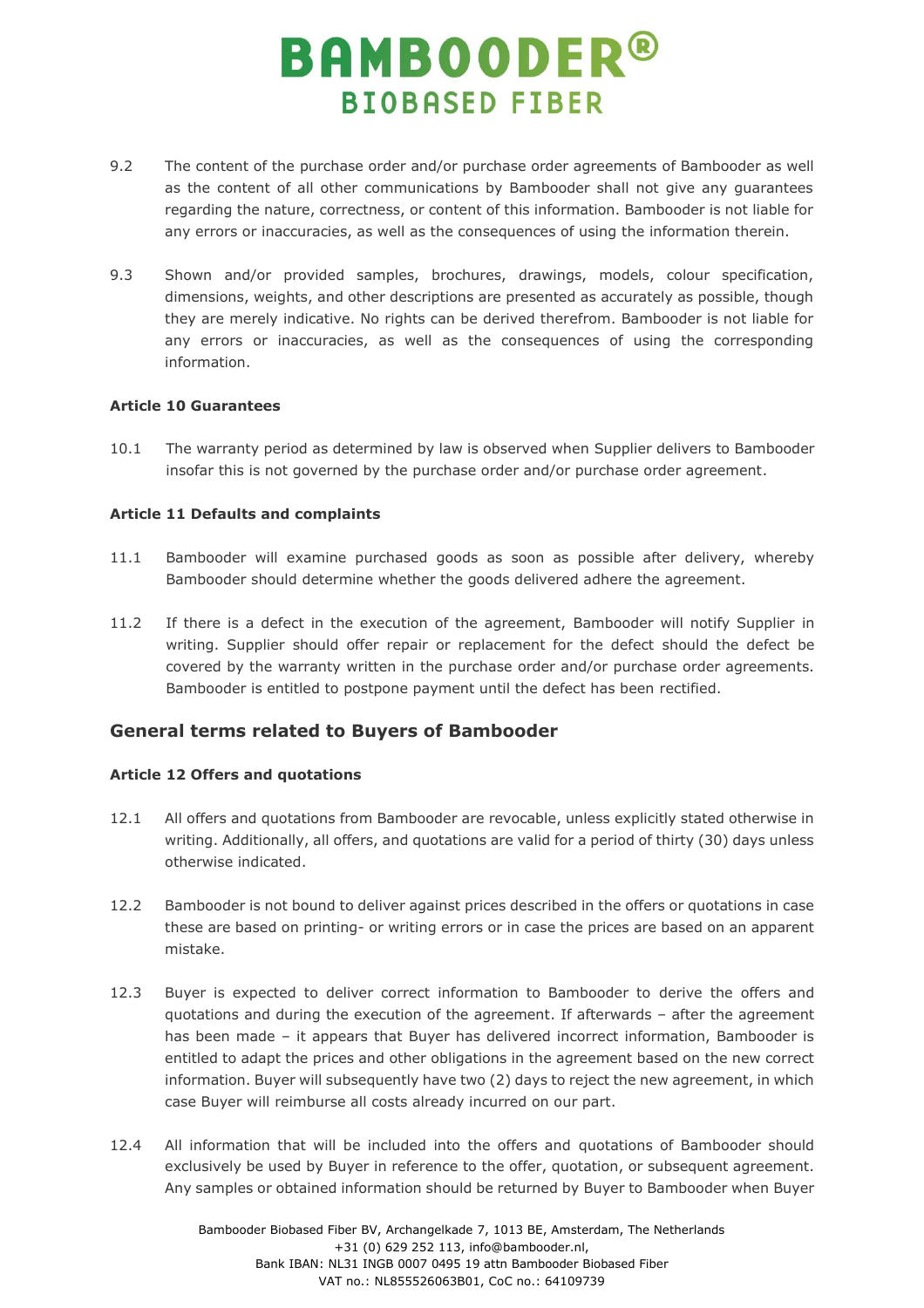9.2 The content of the purchase order and/or purchase order agreements of Bambooder as well as the content of all other communications by Bambooder shall not give any guarantees regarding the nature, correctness, or content of this information. Bambooder is not liable for any errors or inaccuracies, as well as the consequences of using the information therein.

9.3 Shown and/or provided samples, brochures, drawings, models, colour specification, dimensions, weights, and other descriptions are presented as accurately as possible, though they are merely indicative. No rights can be derived therefrom. Bambooder is not liable for any errors or inaccuracies, as well as the consequences of using the corresponding information.

**Article 10 Guarantees**

10.1 The warranty period as determined by law is observed when Supplier delivers to Bambooder insofar this is not governed by the purchase order and/or purchase order agreement.

**Article 11 Defaults and complaints**

11.1 Bambooder will examine purchased goods as soon as possible after delivery, whereby Bambooder should determine whether the goods delivered adhere the agreement.

11.2 If there is a defect in the execution of the agreement, Bambooder will notify Supplier in writing. Supplier should offer repair or replacement for the defect should the defect be covered by the warranty written in the purchase order and/or purchase order agreements. Bambooder is entitled to postpone payment until the defect has been rectified.

## General terms related to Buyers of Bambooder

**Article 12 Offers and quotations**

12.1 All offers and quotations from Bambooder are revocable, unless explicitly stated otherwise in writing. Additionally, all offers, and quotations are valid for a period of thirty (30) days unless otherwise indicated.

12.2 Bambooder is not bound to deliver against prices described in the offers or quotations in case these are based on printing- or writing errors or in case the prices are based on an apparent mistake.

12.3 Buyer is expected to deliver correct information to Bambooder to derive the offers and quotations and during the execution of the agreement. If afterwards – after the agreement has been made – it appears that Buyer has delivered incorrect information, Bambooder is entitled to adapt the prices and other obligations in the agreement based on the new correct information. Buyer will subsequently have two (2) days to reject the new agreement, in which case Buyer will reimburse all costs already incurred on our part.

12.4 All information that will be included into the offers and quotations of Bambooder should exclusively be used by Buyer in reference to the offer, quotation, or subsequent agreement. Any samples or obtained information should be returned by Buyer to Bambooder when Buyer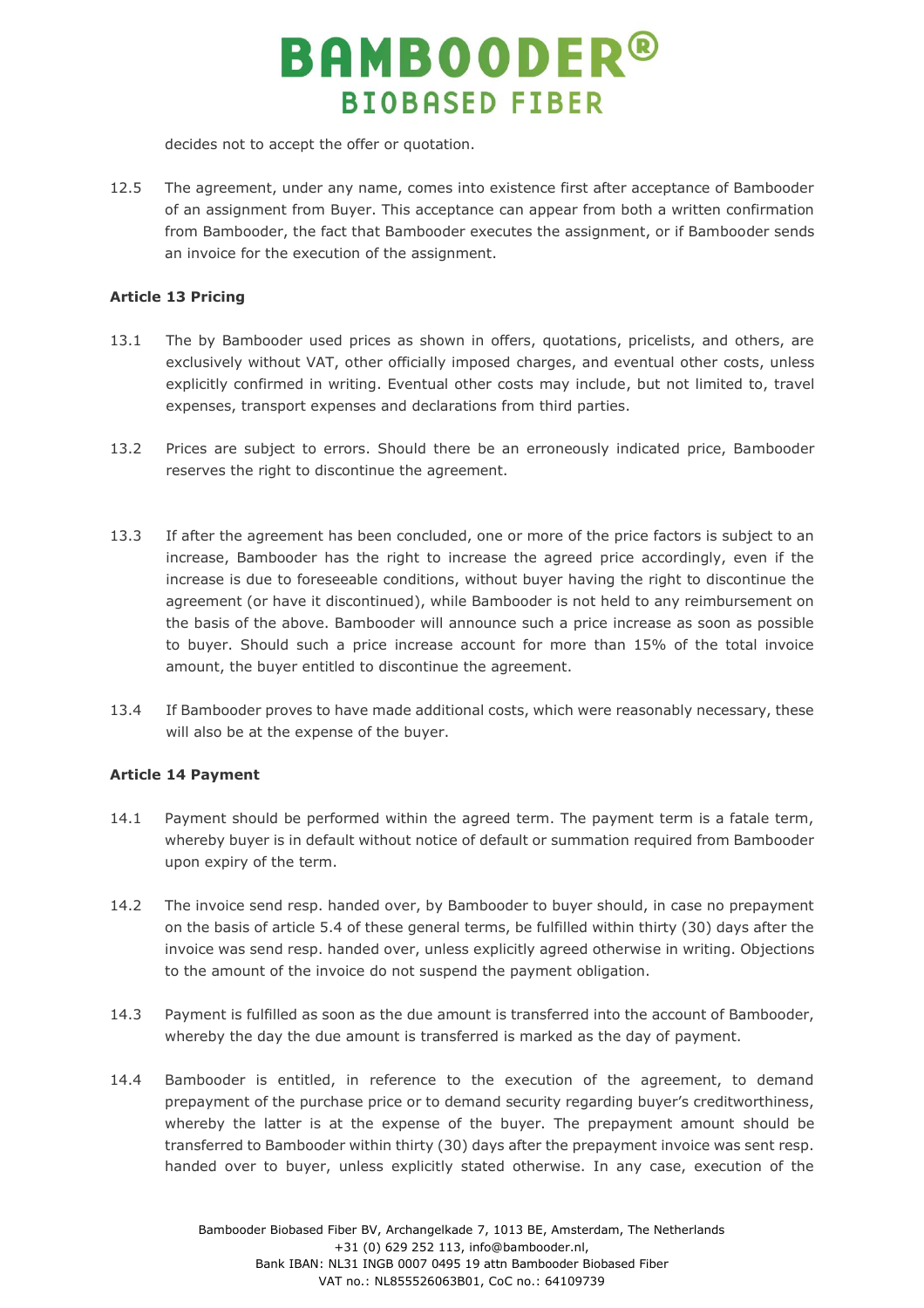decides not to accept the offer or quotation.

12.5 The agreement, under any name, comes into existence first after acceptance of Bambooder of an assignment from Buyer. This acceptance can appear from both a written confirmation from Bambooder, the fact that Bambooder executes the assignment, or if Bambooder sends an invoice for the execution of the assignment.

**Article 13 Pricing**

13.1 The by Bambooder used prices as shown in offers, quotations, pricelists, and others, are exclusively without VAT, other officially imposed charges, and eventual other costs, unless explicitly confirmed in writing. Eventual other costs may include, but not limited to, travel expenses, transport expenses and declarations from third parties.

13.2 Prices are subject to errors. Should there be an erroneously indicated price, Bambooder reserves the right to discontinue the agreement.

13.3 If after the agreement has been concluded, one or more of the price factors is subject to an increase, Bambooder has the right to increase the agreed price accordingly, even if the increase is due to foreseeable conditions, without buyer having the right to discontinue the agreement (or have it discontinued), while Bambooder is not held to any reimbursement on the basis of the above. Bambooder will announce such a price increase as soon as possible to buyer. Should such a price increase account for more than 15% of the total invoice amount, the buyer entitled to discontinue the agreement.

13.4 If Bambooder proves to have made additional costs, which were reasonably necessary, these will also be at the expense of the buyer.

**Article 14 Payment**

14.1 Payment should be performed within the agreed term. The payment term is a fatale term, whereby buyer is in default without notice of default or summation required from Bambooder upon expiry of the term.

14.2 The invoice send resp. handed over, by Bambooder to buyer should, in case no prepayment on the basis of article 5.4 of these general terms, be fulfilled within thirty (30) days after the invoice was send resp. handed over, unless explicitly agreed otherwise in writing. Objections to the amount of the invoice do not suspend the payment obligation.

14.3 Payment is fulfilled as soon as the due amount is transferred into the account of Bambooder, whereby the day the due amount is transferred is marked as the day of payment.

14.4 Bambooder is entitled, in reference to the execution of the agreement, to demand prepayment of the purchase price or to demand security regarding buyer's creditworthiness, whereby the latter is at the expense of the buyer. The prepayment amount should be transferred to Bambooder within thirty (30) days after the prepayment invoice was sent resp. handed over to buyer, unless explicitly stated otherwise. In any case, execution of the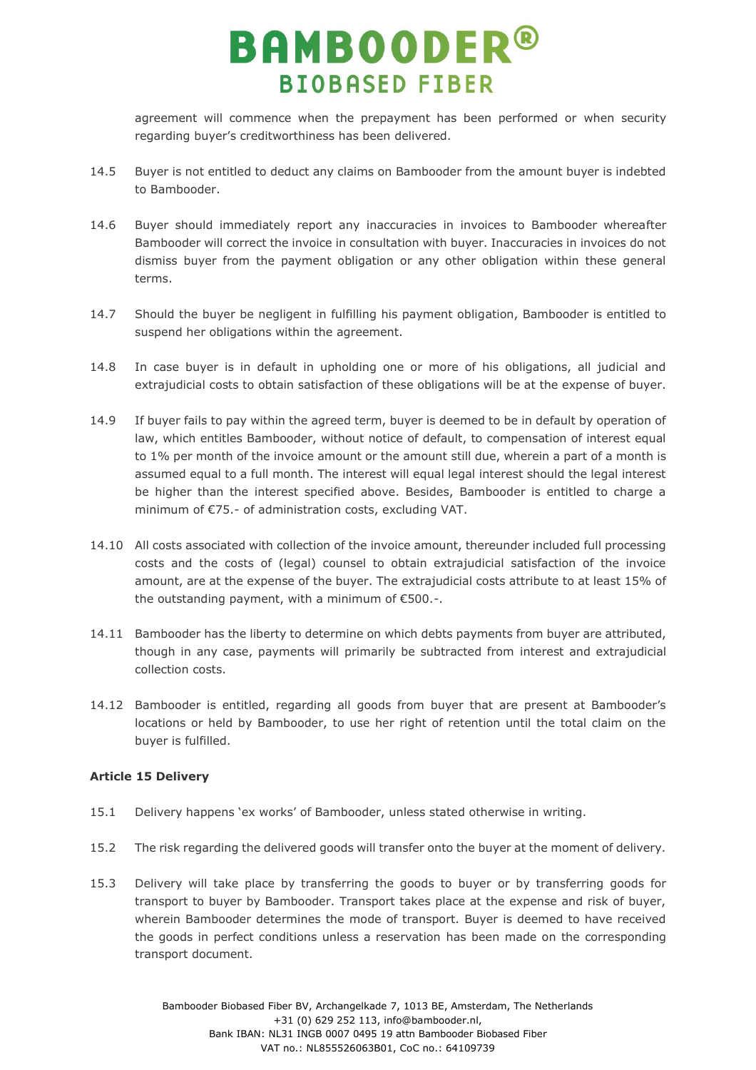agreement will commence when the prepayment has been performed or when security regarding buyer's creditworthiness has been delivered.

14.5 Buyer is not entitled to deduct any claims on Bambooder from the amount buyer is indebted to Bambooder.

14.6 Buyer should immediately report any inaccuracies in invoices to Bambooder whereafter Bambooder will correct the invoice in consultation with buyer. Inaccuracies in invoices do not dismiss buyer from the payment obligation or any other obligation within these general terms.

14.7 Should the buyer be negligent in fulfilling his payment obligation, Bambooder is entitled to suspend her obligations within the agreement.

14.8 In case buyer is in default in upholding one or more of his obligations, all judicial and extrajudicial costs to obtain satisfaction of these obligations will be at the expense of buyer.

14.9 If buyer fails to pay within the agreed term, buyer is deemed to be in default by operation of law, which entitles Bambooder, without notice of default, to compensation of interest equal to 1% per month of the invoice amount or the amount still due, wherein a part of a month is assumed equal to a full month. The interest will equal legal interest should the legal interest be higher than the interest specified above. Besides, Bambooder is entitled to charge a minimum of €75.- of administration costs, excluding VAT.

14.10 All costs associated with collection of the invoice amount, thereunder included full processing costs and the costs of (legal) counsel to obtain extrajudicial satisfaction of the invoice amount, are at the expense of the buyer. The extrajudicial costs attribute to at least 15% of the outstanding payment, with a minimum of €500.-.

14.11 Bambooder has the liberty to determine on which debts payments from buyer are attributed, though in any case, payments will primarily be subtracted from interest and extrajudicial collection costs.

14.12 Bambooder is entitled, regarding all goods from buyer that are present at Bambooder's locations or held by Bambooder, to use her right of retention until the total claim on the buyer is fulfilled.

**Article 15 Delivery**

15.1 Delivery happens 'ex works' of Bambooder, unless stated otherwise in writing.

15.2 The risk regarding the delivered goods will transfer onto the buyer at the moment of delivery.

15.3 Delivery will take place by transferring the goods to buyer or by transferring goods for transport to buyer by Bambooder. Transport takes place at the expense and risk of buyer, wherein Bambooder determines the mode of transport. Buyer is deemed to have received the goods in perfect conditions unless a reservation has been made on the corresponding transport document.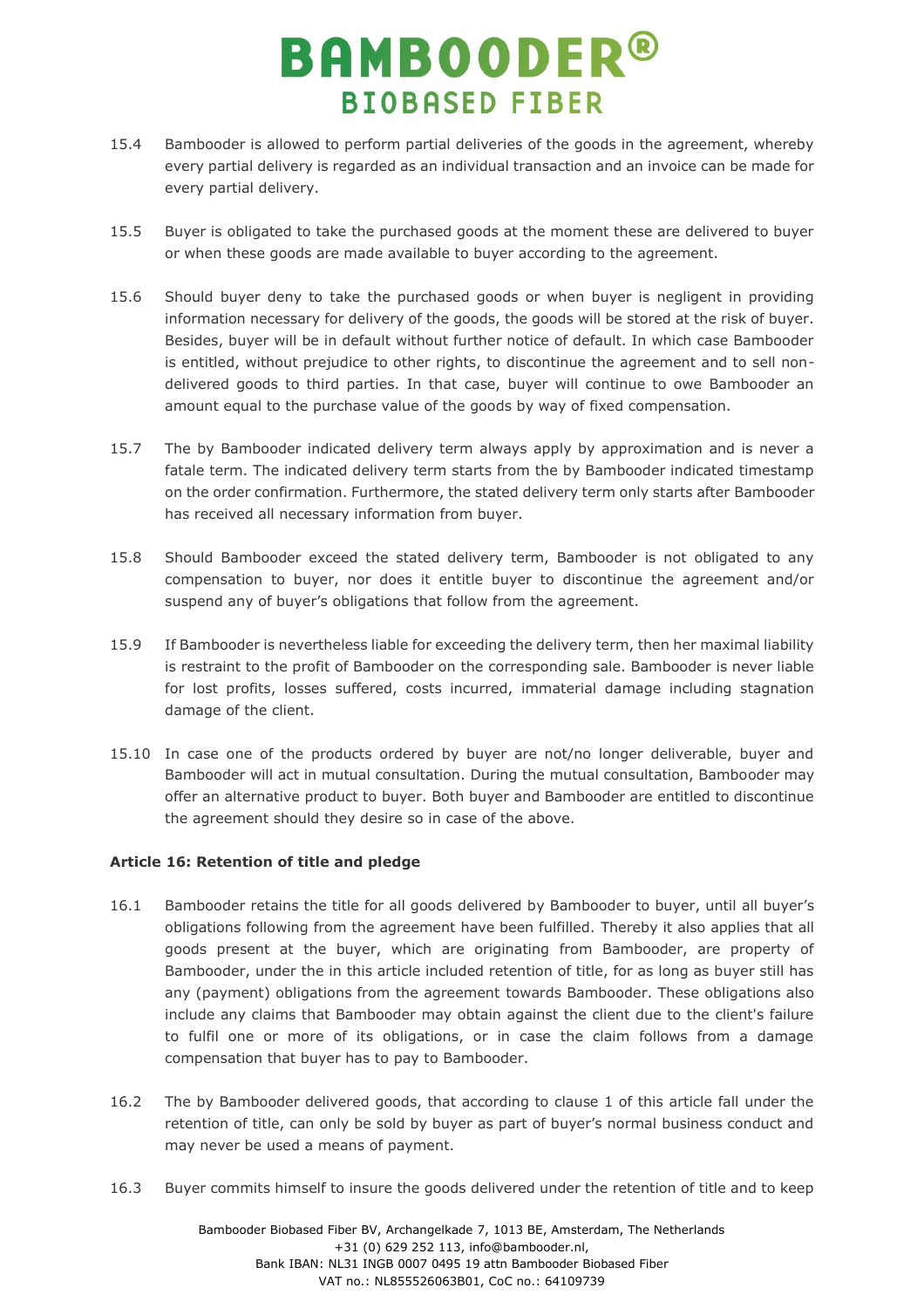15.4 Bambooder is allowed to perform partial deliveries of the goods in the agreement, whereby every partial delivery is regarded as an individual transaction and an invoice can be made for every partial delivery.

15.5 Buyer is obligated to take the purchased goods at the moment these are delivered to buyer or when these goods are made available to buyer according to the agreement.

15.6 Should buyer deny to take the purchased goods or when buyer is negligent in providing information necessary for delivery of the goods, the goods will be stored at the risk of buyer. Besides, buyer will be in default without further notice of default. In which case Bambooder is entitled, without prejudice to other rights, to discontinue the agreement and to sell non-delivered goods to third parties. In that case, buyer will continue to owe Bambooder an amount equal to the purchase value of the goods by way of fixed compensation.

15.7 The by Bambooder indicated delivery term always apply by approximation and is never a fatale term. The indicated delivery term starts from the by Bambooder indicated timestamp on the order confirmation. Furthermore, the stated delivery term only starts after Bambooder has received all necessary information from buyer.

15.8 Should Bambooder exceed the stated delivery term, Bambooder is not obligated to any compensation to buyer, nor does it entitle buyer to discontinue the agreement and/or suspend any of buyer's obligations that follow from the agreement.

15.9 If Bambooder is nevertheless liable for exceeding the delivery term, then her maximal liability is restraint to the profit of Bambooder on the corresponding sale. Bambooder is never liable for lost profits, losses suffered, costs incurred, immaterial damage including stagnation damage of the client.

15.10 In case one of the products ordered by buyer are not/no longer deliverable, buyer and Bambooder will act in mutual consultation. During the mutual consultation, Bambooder may offer an alternative product to buyer. Both buyer and Bambooder are entitled to discontinue the agreement should they desire so in case of the above.

**Article 16: Retention of title and pledge**

16.1 Bambooder retains the title for all goods delivered by Bambooder to buyer, until all buyer's obligations following from the agreement have been fulfilled. Thereby it also applies that all goods present at the buyer, which are originating from Bambooder, are property of Bambooder, under the in this article included retention of title, for as long as buyer still has any (payment) obligations from the agreement towards Bambooder. These obligations also include any claims that Bambooder may obtain against the client due to the client's failure to fulfil one or more of its obligations, or in case the claim follows from a damage compensation that buyer has to pay to Bambooder.

16.2 The by Bambooder delivered goods, that according to clause 1 of this article fall under the retention of title, can only be sold by buyer as part of buyer's normal business conduct and may never be used a means of payment.

16.3 Buyer commits himself to insure the goods delivered under the retention of title and to keep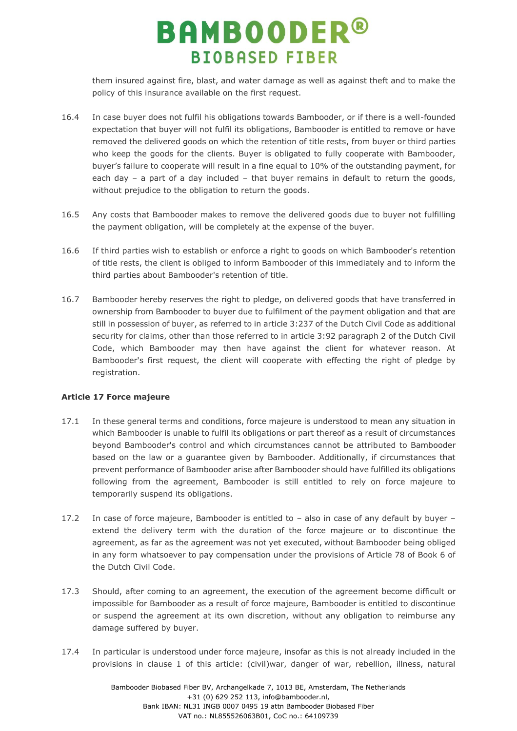them insured against fire, blast, and water damage as well as against theft and to make the policy of this insurance available on the first request.

16.4 In case buyer does not fulfil his obligations towards Bambooder, or if there is a well-founded expectation that buyer will not fulfil its obligations, Bambooder is entitled to remove or have removed the delivered goods on which the retention of title rests, from buyer or third parties who keep the goods for the clients. Buyer is obligated to fully cooperate with Bambooder, buyer's failure to cooperate will result in a fine equal to 10% of the outstanding payment, for each day – a part of a day included – that buyer remains in default to return the goods, without prejudice to the obligation to return the goods.

16.5 Any costs that Bambooder makes to remove the delivered goods due to buyer not fulfilling the payment obligation, will be completely at the expense of the buyer.

16.6 If third parties wish to establish or enforce a right to goods on which Bambooder's retention of title rests, the client is obliged to inform Bambooder of this immediately and to inform the third parties about Bambooder's retention of title.

16.7 Bambooder hereby reserves the right to pledge, on delivered goods that have transferred in ownership from Bambooder to buyer due to fulfilment of the payment obligation and that are still in possession of buyer, as referred to in article 3:237 of the Dutch Civil Code as additional security for claims, other than those referred to in article 3:92 paragraph 2 of the Dutch Civil Code, which Bambooder may then have against the client for whatever reason. At Bambooder's first request, the client will cooperate with effecting the right of pledge by registration.

**Article 17 Force majeure**

17.1 In these general terms and conditions, force majeure is understood to mean any situation in which Bambooder is unable to fulfil its obligations or part thereof as a result of circumstances beyond Bambooder's control and which circumstances cannot be attributed to Bambooder based on the law or a guarantee given by Bambooder. Additionally, if circumstances that prevent performance of Bambooder arise after Bambooder should have fulfilled its obligations following from the agreement, Bambooder is still entitled to rely on force majeure to temporarily suspend its obligations.

17.2 In case of force majeure, Bambooder is entitled to – also in case of any default by buyer – extend the delivery term with the duration of the force majeure or to discontinue the agreement, as far as the agreement was not yet executed, without Bambooder being obliged in any form whatsoever to pay compensation under the provisions of Article 78 of Book 6 of the Dutch Civil Code.

17.3 Should, after coming to an agreement, the execution of the agreement become difficult or impossible for Bambooder as a result of force majeure, Bambooder is entitled to discontinue or suspend the agreement at its own discretion, without any obligation to reimburse any damage suffered by buyer.

17.4 In particular is understood under force majeure, insofar as this is not already included in the provisions in clause 1 of this article: (civil)war, danger of war, rebellion, illness, natural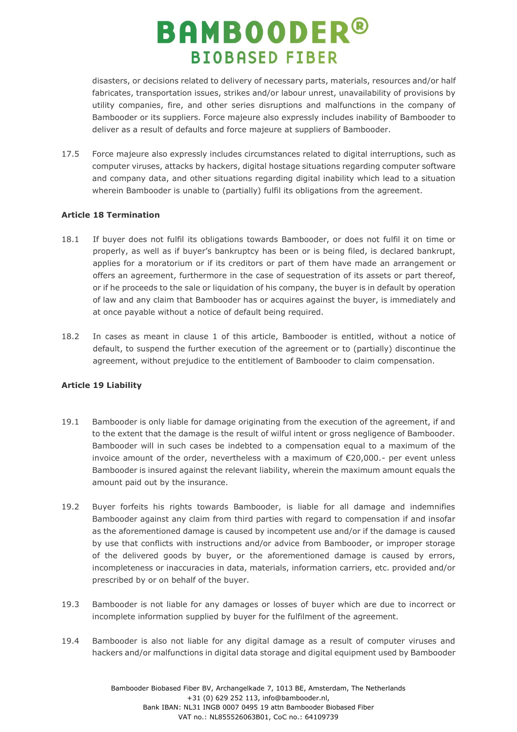disasters, or decisions related to delivery of necessary parts, materials, resources and/or half fabricates, transportation issues, strikes and/or labour unrest, unavailability of provisions by utility companies, fire, and other series disruptions and malfunctions in the company of Bambooder or its suppliers. Force majeure also expressly includes inability of Bambooder to deliver as a result of defaults and force majeure at suppliers of Bambooder.

17.5 Force majeure also expressly includes circumstances related to digital interruptions, such as computer viruses, attacks by hackers, digital hostage situations regarding computer software and company data, and other situations regarding digital inability which lead to a situation wherein Bambooder is unable to (partially) fulfil its obligations from the agreement.

**Article 18 Termination**

18.1 If buyer does not fulfil its obligations towards Bambooder, or does not fulfil it on time or properly, as well as if buyer's bankruptcy has been or is being filed, is declared bankrupt, applies for a moratorium or if its creditors or part of them have made an arrangement or offers an agreement, furthermore in the case of sequestration of its assets or part thereof, or if he proceeds to the sale or liquidation of his company, the buyer is in default by operation of law and any claim that Bambooder has or acquires against the buyer, is immediately and at once payable without a notice of default being required.

18.2 In cases as meant in clause 1 of this article, Bambooder is entitled, without a notice of default, to suspend the further execution of the agreement or to (partially) discontinue the agreement, without prejudice to the entitlement of Bambooder to claim compensation.

**Article 19 Liability**

19.1 Bambooder is only liable for damage originating from the execution of the agreement, if and to the extent that the damage is the result of wilful intent or gross negligence of Bambooder. Bambooder will in such cases be indebted to a compensation equal to a maximum of the invoice amount of the order, nevertheless with a maximum of €20,000.- per event unless Bambooder is insured against the relevant liability, wherein the maximum amount equals the amount paid out by the insurance.

19.2 Buyer forfeits his rights towards Bambooder, is liable for all damage and indemnifies Bambooder against any claim from third parties with regard to compensation if and insofar as the aforementioned damage is caused by incompetent use and/or if the damage is caused by use that conflicts with instructions and/or advice from Bambooder, or improper storage of the delivered goods by buyer, or the aforementioned damage is caused by errors, incompleteness or inaccuracies in data, materials, information carriers, etc. provided and/or prescribed by or on behalf of the buyer.

19.3 Bambooder is not liable for any damages or losses of buyer which are due to incorrect or incomplete information supplied by buyer for the fulfilment of the agreement.

19.4 Bambooder is also not liable for any digital damage as a result of computer viruses and hackers and/or malfunctions in digital data storage and digital equipment used by Bambooder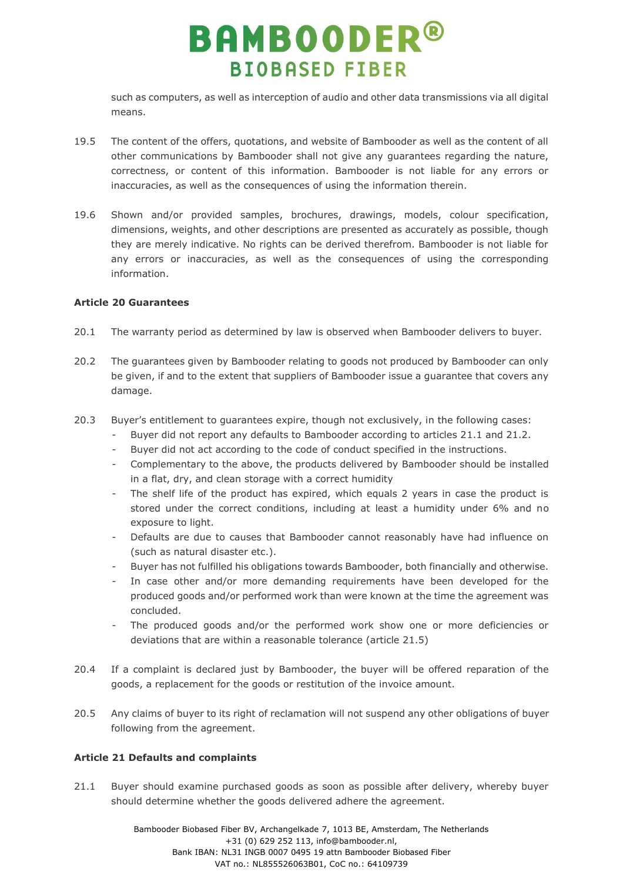such as computers, as well as interception of audio and other data transmissions via all digital means.

19.5 The content of the offers, quotations, and website of Bambooder as well as the content of all other communications by Bambooder shall not give any guarantees regarding the nature, correctness, or content of this information. Bambooder is not liable for any errors or inaccuracies, as well as the consequences of using the information therein.

19.6 Shown and/or provided samples, brochures, drawings, models, colour specification, dimensions, weights, and other descriptions are presented as accurately as possible, though they are merely indicative. No rights can be derived therefrom. Bambooder is not liable for any errors or inaccuracies, as well as the consequences of using the corresponding information.

**Article 20 Guarantees**

20.1 The warranty period as determined by law is observed when Bambooder delivers to buyer.

20.2 The guarantees given by Bambooder relating to goods not produced by Bambooder can only be given, if and to the extent that suppliers of Bambooder issue a guarantee that covers any damage.

20.3 Buyer's entitlement to guarantees expire, though not exclusively, in the following cases:

- Buyer did not report any defaults to Bambooder according to articles 21.1 and 21.2.
- Buyer did not act according to the code of conduct specified in the instructions.
- Complementary to the above, the products delivered by Bambooder should be installed in a flat, dry, and clean storage with a correct humidity
- The shelf life of the product has expired, which equals 2 years in case the product is stored under the correct conditions, including at least a humidity under 6% and no exposure to light.
- Defaults are due to causes that Bambooder cannot reasonably have had influence on (such as natural disaster etc.).
- Buyer has not fulfilled his obligations towards Bambooder, both financially and otherwise.
- In case other and/or more demanding requirements have been developed for the produced goods and/or performed work than were known at the time the agreement was concluded.
- The produced goods and/or the performed work show one or more deficiencies or deviations that are within a reasonable tolerance (article 21.5)

20.4 If a complaint is declared just by Bambooder, the buyer will be offered reparation of the goods, a replacement for the goods or restitution of the invoice amount.

20.5 Any claims of buyer to its right of reclamation will not suspend any other obligations of buyer following from the agreement.

**Article 21 Defaults and complaints**

21.1 Buyer should examine purchased goods as soon as possible after delivery, whereby buyer should determine whether the goods delivered adhere the agreement.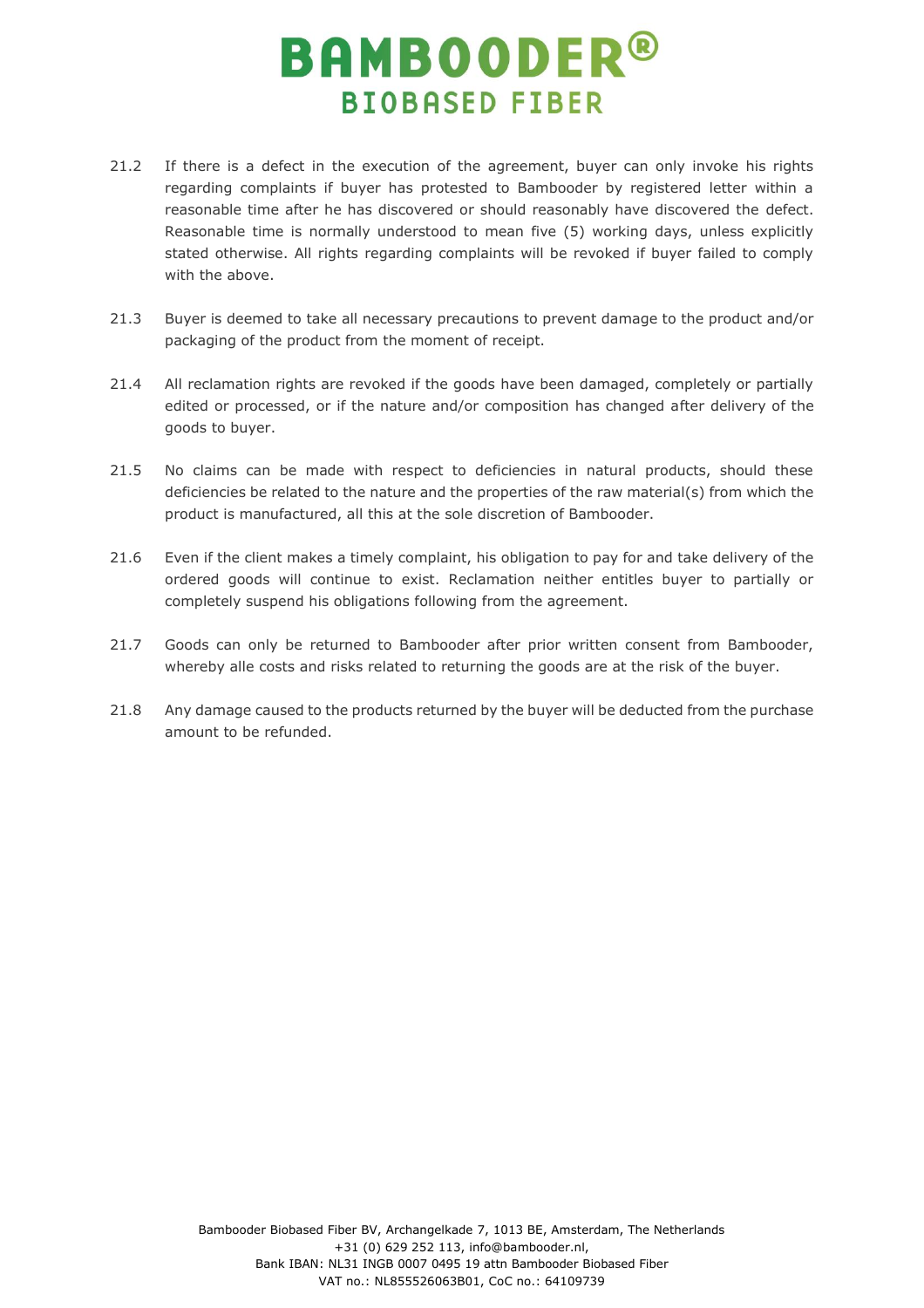21.2 If there is a defect in the execution of the agreement, buyer can only invoke his rights regarding complaints if buyer has protested to Bambooder by registered letter within a reasonable time after he has discovered or should reasonably have discovered the defect. Reasonable time is normally understood to mean five (5) working days, unless explicitly stated otherwise. All rights regarding complaints will be revoked if buyer failed to comply with the above.

21.3 Buyer is deemed to take all necessary precautions to prevent damage to the product and/or packaging of the product from the moment of receipt.

21.4 All reclamation rights are revoked if the goods have been damaged, completely or partially edited or processed, or if the nature and/or composition has changed after delivery of the goods to buyer.

21.5 No claims can be made with respect to deficiencies in natural products, should these deficiencies be related to the nature and the properties of the raw material(s) from which the product is manufactured, all this at the sole discretion of Bambooder.

21.6 Even if the client makes a timely complaint, his obligation to pay for and take delivery of the ordered goods will continue to exist. Reclamation neither entitles buyer to partially or completely suspend his obligations following from the agreement.

21.7 Goods can only be returned to Bambooder after prior written consent from Bambooder, whereby alle costs and risks related to returning the goods are at the risk of the buyer.

21.8 Any damage caused to the products returned by the buyer will be deducted from the purchase amount to be refunded.